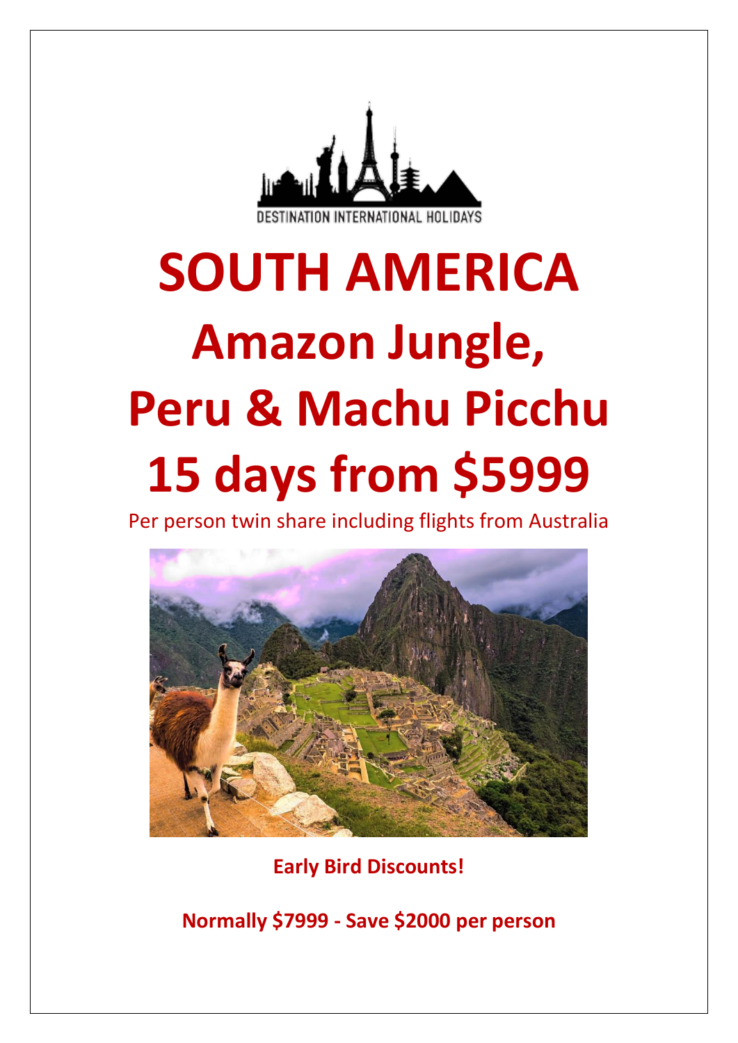DESTINATION INTERNATIONAL HOLIDAYS

# SOUTH AMERICA

# Amazon Jungle, Peru & Machu Picchu

# 15 days from $5999

Per person twin share including flights from Australia

**Early Bird Discounts!**

**Normally $7999 - Save $2000 per person**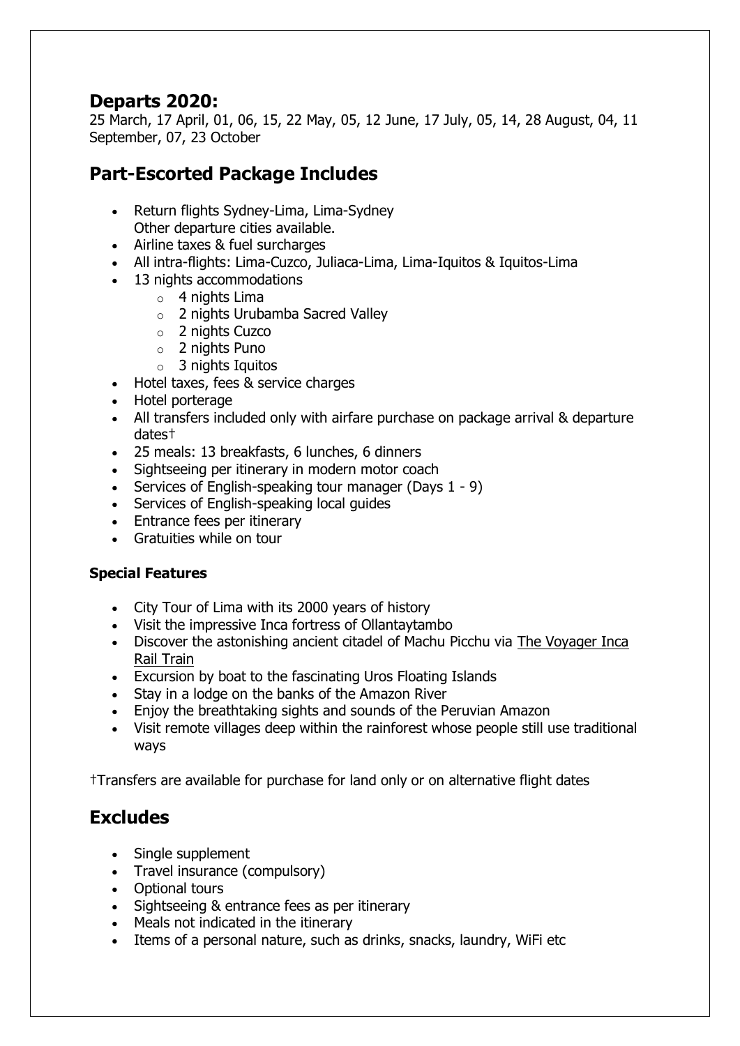## Departs 2020:

25 March, 17 April, 01, 06, 15, 22 May, 05, 12 June, 17 July, 05, 14, 28 August, 04, 11 September, 07, 23 October

## Part-Escorted Package Includes

- Return flights Sydney-Lima, Lima-Sydney
  Other departure cities available.
- Airline taxes & fuel surcharges
- All intra-flights: Lima-Cuzco, Juliaca-Lima, Lima-Iquitos & Iquitos-Lima
- 13 nights accommodations
  - 4 nights Lima
  - 2 nights Urubamba Sacred Valley
  - 2 nights Cuzco
  - 2 nights Puno
  - 3 nights Iquitos
- Hotel taxes, fees & service charges
- Hotel porterage
- All transfers included only with airfare purchase on package arrival & departure dates†
- 25 meals: 13 breakfasts, 6 lunches, 6 dinners
- Sightseeing per itinerary in modern motor coach
- Services of English-speaking tour manager (Days 1 - 9)
- Services of English-speaking local guides
- Entrance fees per itinerary
- Gratuities while on tour

### Special Features

- City Tour of Lima with its 2000 years of history
- Visit the impressive Inca fortress of Ollantaytambo
- Discover the astonishing ancient citadel of Machu Picchu via The Voyager Inca Rail Train
- Excursion by boat to the fascinating Uros Floating Islands
- Stay in a lodge on the banks of the Amazon River
- Enjoy the breathtaking sights and sounds of the Peruvian Amazon
- Visit remote villages deep within the rainforest whose people still use traditional ways

†Transfers are available for purchase for land only or on alternative flight dates

## Excludes

- Single supplement
- Travel insurance (compulsory)
- Optional tours
- Sightseeing & entrance fees as per itinerary
- Meals not indicated in the itinerary
- Items of a personal nature, such as drinks, snacks, laundry, WiFi etc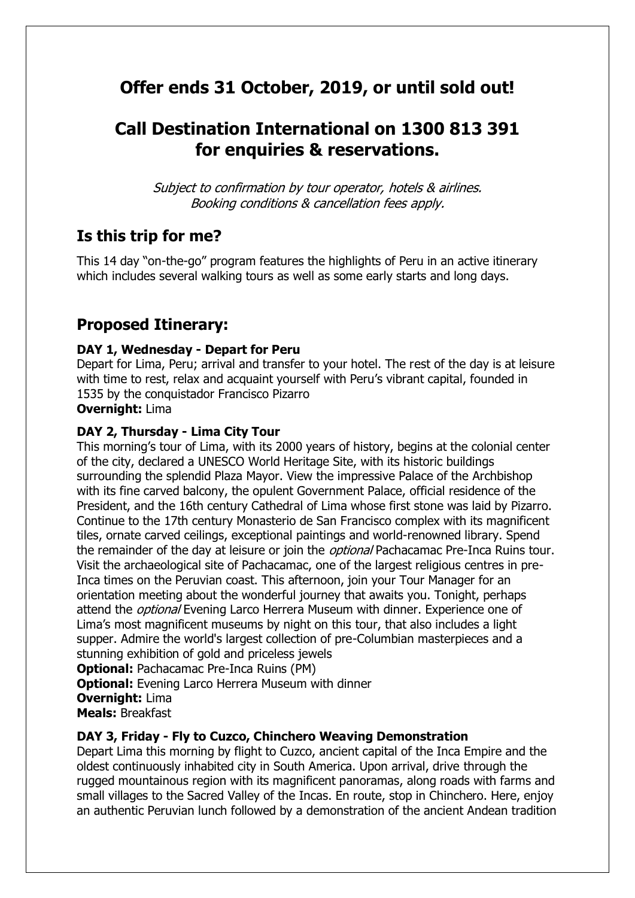## Offer ends 31 October, 2019, or until sold out!

## Call Destination International on 1300 813 391 for enquiries & reservations.

*Subject to confirmation by tour operator, hotels & airlines.*
*Booking conditions & cancellation fees apply.*

## Is this trip for me?

This 14 day "on-the-go" program features the highlights of Peru in an active itinerary which includes several walking tours as well as some early starts and long days.

## Proposed Itinerary:

### DAY 1, Wednesday - Depart for Peru

Depart for Lima, Peru; arrival and transfer to your hotel. The rest of the day is at leisure with time to rest, relax and acquaint yourself with Peru's vibrant capital, founded in 1535 by the conquistador Francisco Pizarro

**Overnight:** Lima

### DAY 2, Thursday - Lima City Tour

This morning's tour of Lima, with its 2000 years of history, begins at the colonial center of the city, declared a UNESCO World Heritage Site, with its historic buildings surrounding the splendid Plaza Mayor. View the impressive Palace of the Archbishop with its fine carved balcony, the opulent Government Palace, official residence of the President, and the 16th century Cathedral of Lima whose first stone was laid by Pizarro. Continue to the 17th century Monasterio de San Francisco complex with its magnificent tiles, ornate carved ceilings, exceptional paintings and world-renowned library. Spend the remainder of the day at leisure or join the *optional* Pachacamac Pre-Inca Ruins tour. Visit the archaeological site of Pachacamac, one of the largest religious centres in pre-Inca times on the Peruvian coast. This afternoon, join your Tour Manager for an orientation meeting about the wonderful journey that awaits you. Tonight, perhaps attend the *optional* Evening Larco Herrera Museum with dinner. Experience one of Lima's most magnificent museums by night on this tour, that also includes a light supper. Admire the world's largest collection of pre-Columbian masterpieces and a stunning exhibition of gold and priceless jewels

**Optional:** Pachacamac Pre-Inca Ruins (PM)
**Optional:** Evening Larco Herrera Museum with dinner
**Overnight:** Lima
**Meals:** Breakfast

### DAY 3, Friday - Fly to Cuzco, Chinchero Weaving Demonstration

Depart Lima this morning by flight to Cuzco, ancient capital of the Inca Empire and the oldest continuously inhabited city in South America. Upon arrival, drive through the rugged mountainous region with its magnificent panoramas, along roads with farms and small villages to the Sacred Valley of the Incas. En route, stop in Chinchero. Here, enjoy an authentic Peruvian lunch followed by a demonstration of the ancient Andean tradition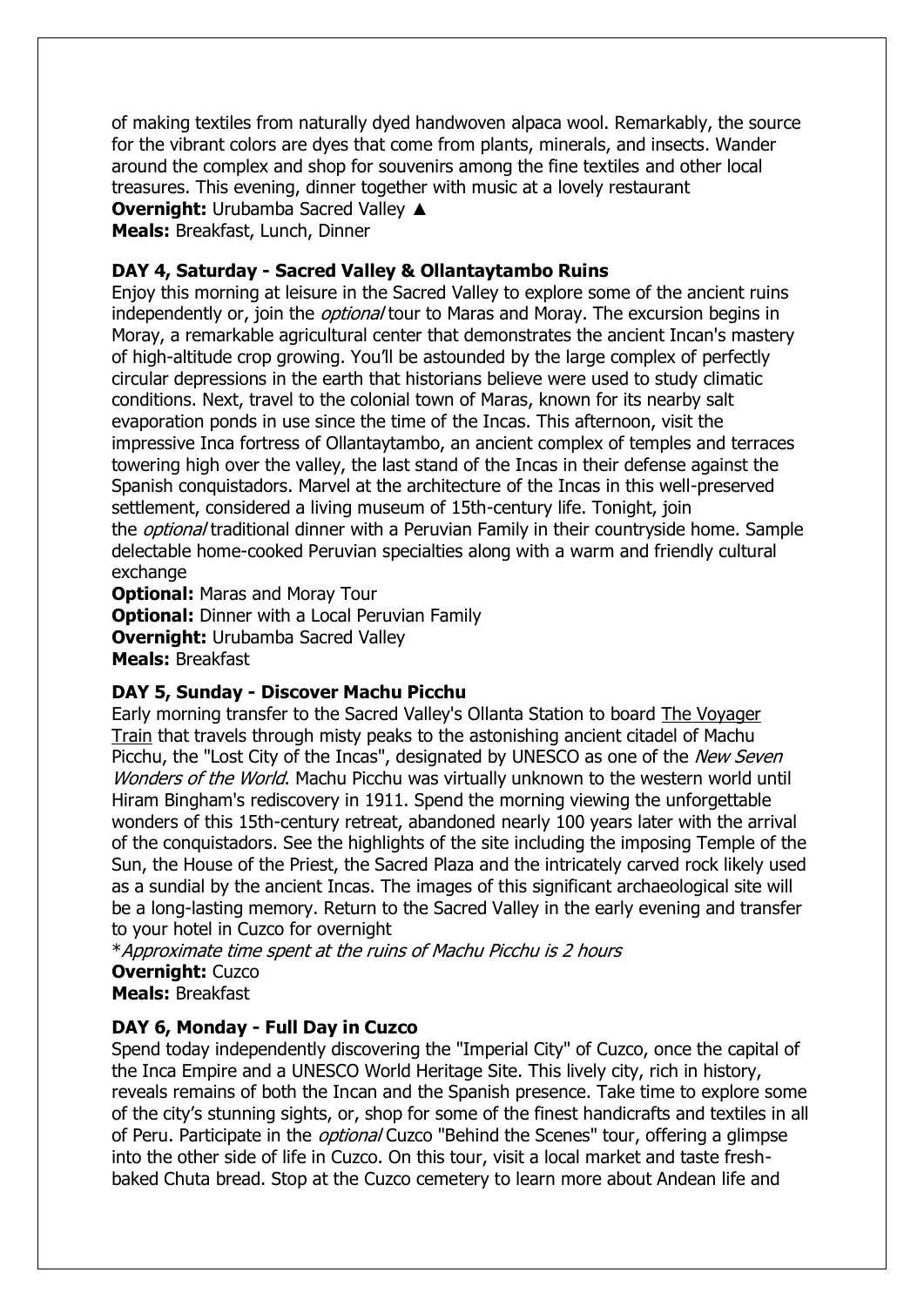of making textiles from naturally dyed handwoven alpaca wool. Remarkably, the source for the vibrant colors are dyes that come from plants, minerals, and insects. Wander around the complex and shop for souvenirs among the fine textiles and other local treasures. This evening, dinner together with music at a lovely restaurant
**Overnight:** Urubamba Sacred Valley ▲
**Meals:** Breakfast, Lunch, Dinner

**DAY 4, Saturday - Sacred Valley & Ollantaytambo Ruins**
Enjoy this morning at leisure in the Sacred Valley to explore some of the ancient ruins independently or, join the *optional* tour to Maras and Moray. The excursion begins in Moray, a remarkable agricultural center that demonstrates the ancient Incan's mastery of high-altitude crop growing. You'll be astounded by the large complex of perfectly circular depressions in the earth that historians believe were used to study climatic conditions. Next, travel to the colonial town of Maras, known for its nearby salt evaporation ponds in use since the time of the Incas. This afternoon, visit the impressive Inca fortress of Ollantaytambo, an ancient complex of temples and terraces towering high over the valley, the last stand of the Incas in their defense against the Spanish conquistadors. Marvel at the architecture of the Incas in this well-preserved settlement, considered a living museum of 15th-century life. Tonight, join the *optional* traditional dinner with a Peruvian Family in their countryside home. Sample delectable home-cooked Peruvian specialties along with a warm and friendly cultural exchange
**Optional:** Maras and Moray Tour
**Optional:** Dinner with a Local Peruvian Family
**Overnight:** Urubamba Sacred Valley
**Meals:** Breakfast

**DAY 5, Sunday - Discover Machu Picchu**
Early morning transfer to the Sacred Valley's Ollanta Station to board The Voyager Train that travels through misty peaks to the astonishing ancient citadel of Machu Picchu, the "Lost City of the Incas", designated by UNESCO as one of the *New Seven Wonders of the World*. Machu Picchu was virtually unknown to the western world until Hiram Bingham's rediscovery in 1911. Spend the morning viewing the unforgettable wonders of this 15th-century retreat, abandoned nearly 100 years later with the arrival of the conquistadors. See the highlights of the site including the imposing Temple of the Sun, the House of the Priest, the Sacred Plaza and the intricately carved rock likely used as a sundial by the ancient Incas. The images of this significant archaeological site will be a long-lasting memory. Return to the Sacred Valley in the early evening and transfer to your hotel in Cuzco for overnight
**Approximate time spent at the ruins of Machu Picchu is 2 hours*
**Overnight:** Cuzco
**Meals:** Breakfast

**DAY 6, Monday - Full Day in Cuzco**
Spend today independently discovering the "Imperial City" of Cuzco, once the capital of the Inca Empire and a UNESCO World Heritage Site. This lively city, rich in history, reveals remains of both the Incan and the Spanish presence. Take time to explore some of the city's stunning sights, or, shop for some of the finest handicrafts and textiles in all of Peru. Participate in the *optional* Cuzco "Behind the Scenes" tour, offering a glimpse into the other side of life in Cuzco. On this tour, visit a local market and taste fresh-baked Chuta bread. Stop at the Cuzco cemetery to learn more about Andean life and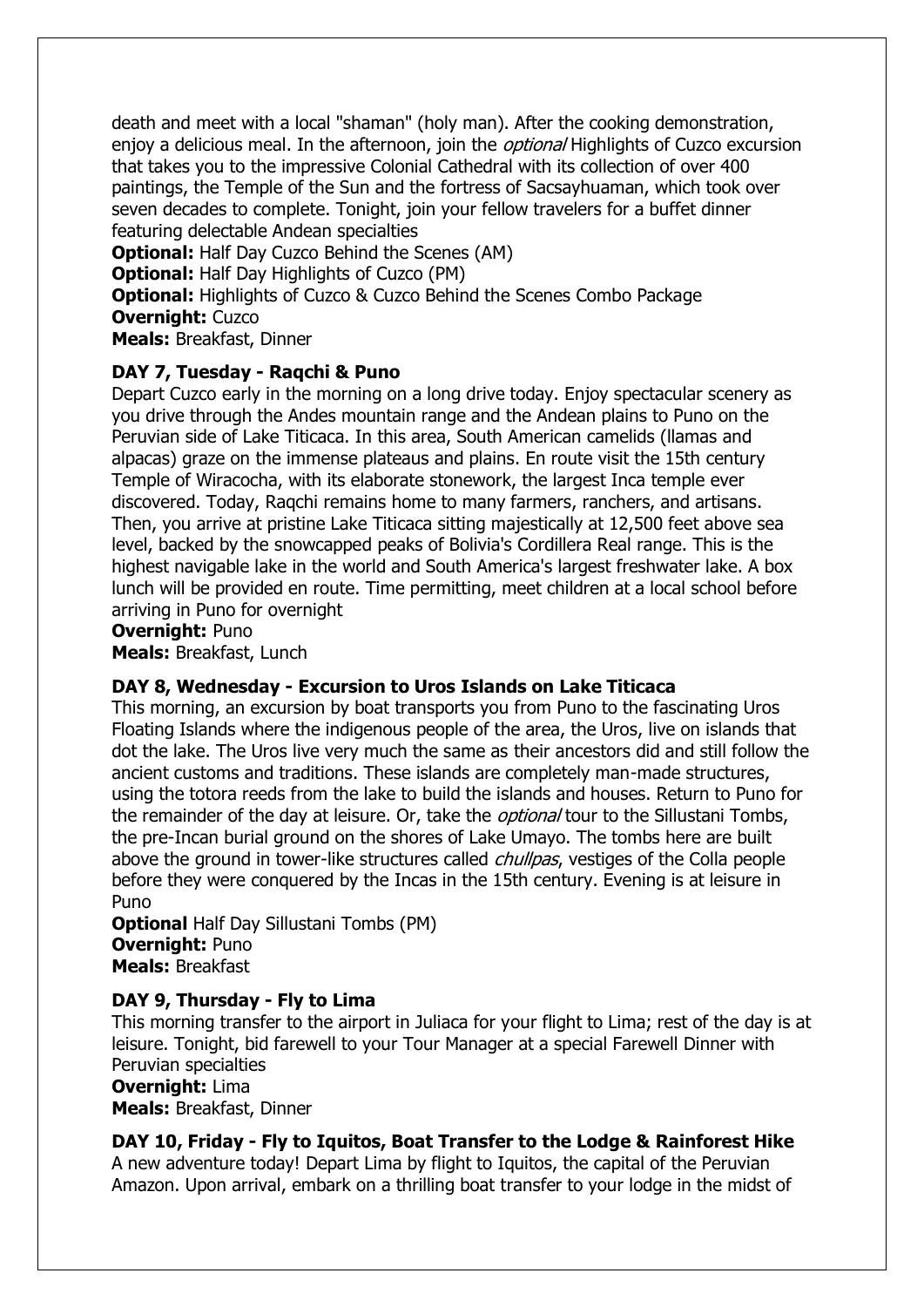death and meet with a local "shaman" (holy man). After the cooking demonstration, enjoy a delicious meal. In the afternoon, join the *optional* Highlights of Cuzco excursion that takes you to the impressive Colonial Cathedral with its collection of over 400 paintings, the Temple of the Sun and the fortress of Sacsayhuaman, which took over seven decades to complete. Tonight, join your fellow travelers for a buffet dinner featuring delectable Andean specialties

**Optional:** Half Day Cuzco Behind the Scenes (AM)
**Optional:** Half Day Highlights of Cuzco (PM)
**Optional:** Highlights of Cuzco & Cuzco Behind the Scenes Combo Package
**Overnight:** Cuzco
**Meals:** Breakfast, Dinner

**DAY 7, Tuesday - Raqchi & Puno**

Depart Cuzco early in the morning on a long drive today. Enjoy spectacular scenery as you drive through the Andes mountain range and the Andean plains to Puno on the Peruvian side of Lake Titicaca. In this area, South American camelids (llamas and alpacas) graze on the immense plateaus and plains. En route visit the 15th century Temple of Wiracocha, with its elaborate stonework, the largest Inca temple ever discovered. Today, Raqchi remains home to many farmers, ranchers, and artisans. Then, you arrive at pristine Lake Titicaca sitting majestically at 12,500 feet above sea level, backed by the snowcapped peaks of Bolivia's Cordillera Real range. This is the highest navigable lake in the world and South America's largest freshwater lake. A box lunch will be provided en route. Time permitting, meet children at a local school before arriving in Puno for overnight

**Overnight:** Puno
**Meals:** Breakfast, Lunch

**DAY 8, Wednesday - Excursion to Uros Islands on Lake Titicaca**

This morning, an excursion by boat transports you from Puno to the fascinating Uros Floating Islands where the indigenous people of the area, the Uros, live on islands that dot the lake. The Uros live very much the same as their ancestors did and still follow the ancient customs and traditions. These islands are completely man-made structures, using the totora reeds from the lake to build the islands and houses. Return to Puno for the remainder of the day at leisure. Or, take the *optional* tour to the Sillustani Tombs, the pre-Incan burial ground on the shores of Lake Umayo. The tombs here are built above the ground in tower-like structures called *chullpas*, vestiges of the Colla people before they were conquered by the Incas in the 15th century. Evening is at leisure in Puno

**Optional** Half Day Sillustani Tombs (PM)
**Overnight:** Puno
**Meals:** Breakfast

**DAY 9, Thursday - Fly to Lima**

This morning transfer to the airport in Juliaca for your flight to Lima; rest of the day is at leisure. Tonight, bid farewell to your Tour Manager at a special Farewell Dinner with Peruvian specialties

**Overnight:** Lima
**Meals:** Breakfast, Dinner

**DAY 10, Friday - Fly to Iquitos, Boat Transfer to the Lodge & Rainforest Hike**

A new adventure today! Depart Lima by flight to Iquitos, the capital of the Peruvian Amazon. Upon arrival, embark on a thrilling boat transfer to your lodge in the midst of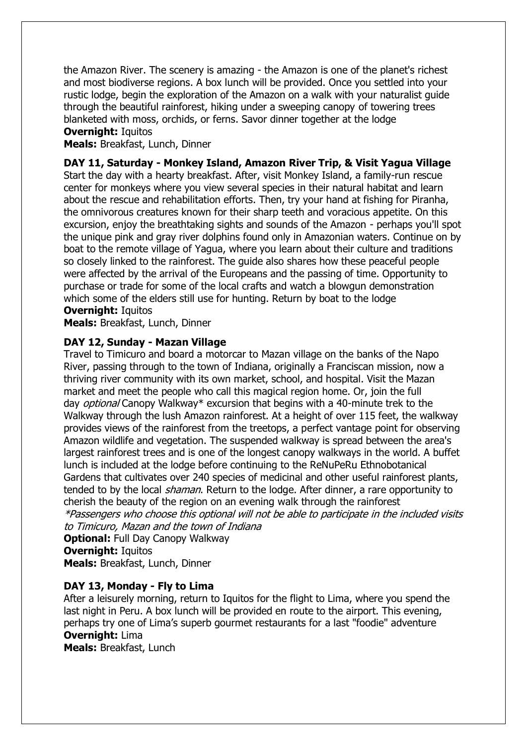the Amazon River. The scenery is amazing - the Amazon is one of the planet's richest and most biodiverse regions. A box lunch will be provided. Once you settled into your rustic lodge, begin the exploration of the Amazon on a walk with your naturalist guide through the beautiful rainforest, hiking under a sweeping canopy of towering trees blanketed with moss, orchids, or ferns. Savor dinner together at the lodge

**Overnight:** Iquitos

**Meals:** Breakfast, Lunch, Dinner

**DAY 11, Saturday - Monkey Island, Amazon River Trip, & Visit Yagua Village**

Start the day with a hearty breakfast. After, visit Monkey Island, a family-run rescue center for monkeys where you view several species in their natural habitat and learn about the rescue and rehabilitation efforts. Then, try your hand at fishing for Piranha, the omnivorous creatures known for their sharp teeth and voracious appetite. On this excursion, enjoy the breathtaking sights and sounds of the Amazon - perhaps you'll spot the unique pink and gray river dolphins found only in Amazonian waters. Continue on by boat to the remote village of Yagua, where you learn about their culture and traditions so closely linked to the rainforest. The guide also shares how these peaceful people were affected by the arrival of the Europeans and the passing of time. Opportunity to purchase or trade for some of the local crafts and watch a blowgun demonstration which some of the elders still use for hunting. Return by boat to the lodge

**Overnight:** Iquitos

**Meals:** Breakfast, Lunch, Dinner

**DAY 12, Sunday - Mazan Village**

Travel to Timicuro and board a motorcar to Mazan village on the banks of the Napo River, passing through to the town of Indiana, originally a Franciscan mission, now a thriving river community with its own market, school, and hospital. Visit the Mazan market and meet the people who call this magical region home. Or, join the full day *optional* Canopy Walkway* excursion that begins with a 40-minute trek to the Walkway through the lush Amazon rainforest. At a height of over 115 feet, the walkway provides views of the rainforest from the treetops, a perfect vantage point for observing Amazon wildlife and vegetation. The suspended walkway is spread between the area's largest rainforest trees and is one of the longest canopy walkways in the world. A buffet lunch is included at the lodge before continuing to the ReNuPeRu Ethnobotanical Gardens that cultivates over 240 species of medicinal and other useful rainforest plants, tended to by the local *shaman*. Return to the lodge. After dinner, a rare opportunity to cherish the beauty of the region on an evening walk through the rainforest

*\*Passengers who choose this optional will not be able to participate in the included visits to Timicuro, Mazan and the town of Indiana*

**Optional:** Full Day Canopy Walkway

**Overnight:** Iquitos

**Meals:** Breakfast, Lunch, Dinner

**DAY 13, Monday - Fly to Lima**

After a leisurely morning, return to Iquitos for the flight to Lima, where you spend the last night in Peru. A box lunch will be provided en route to the airport. This evening, perhaps try one of Lima's superb gourmet restaurants for a last "foodie" adventure

**Overnight:** Lima

**Meals:** Breakfast, Lunch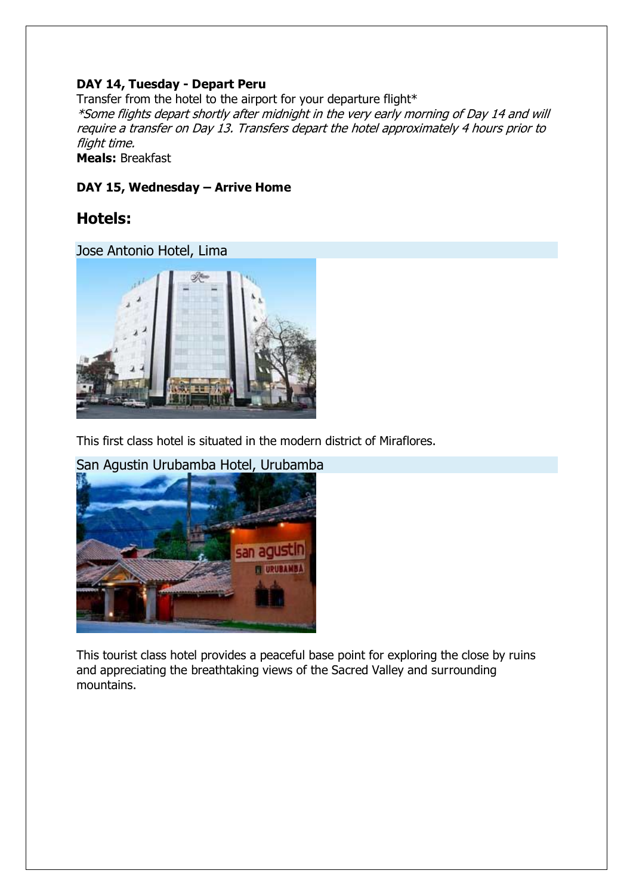**DAY 14, Tuesday - Depart Peru**

Transfer from the hotel to the airport for your departure flight*

*\*Some flights depart shortly after midnight in the very early morning of Day 14 and will require a transfer on Day 13. Transfers depart the hotel approximately 4 hours prior to flight time.*

**Meals:** Breakfast

**DAY 15, Wednesday – Arrive Home**

## Hotels:

### Jose Antonio Hotel, Lima

This first class hotel is situated in the modern district of Miraflores.

### San Agustin Urubamba Hotel, Urubamba

This tourist class hotel provides a peaceful base point for exploring the close by ruins and appreciating the breathtaking views of the Sacred Valley and surrounding mountains.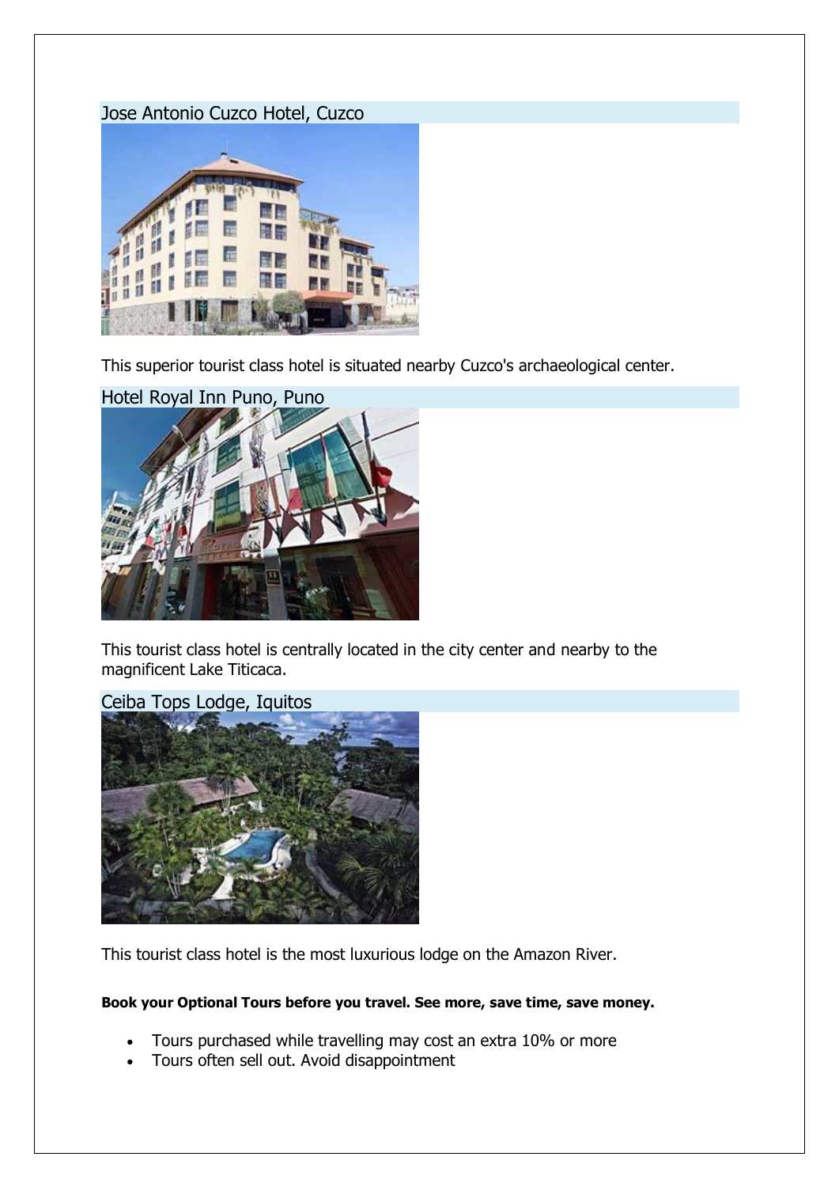## Jose Antonio Cuzco Hotel, Cuzco

This superior tourist class hotel is situated nearby Cuzco's archaeological center.

## Hotel Royal Inn Puno, Puno

This tourist class hotel is centrally located in the city center and nearby to the magnificent Lake Titicaca.

## Ceiba Tops Lodge, Iquitos

This tourist class hotel is the most luxurious lodge on the Amazon River.

**Book your Optional Tours before you travel. See more, save time, save money.**

- Tours purchased while travelling may cost an extra 10% or more
- Tours often sell out. Avoid disappointment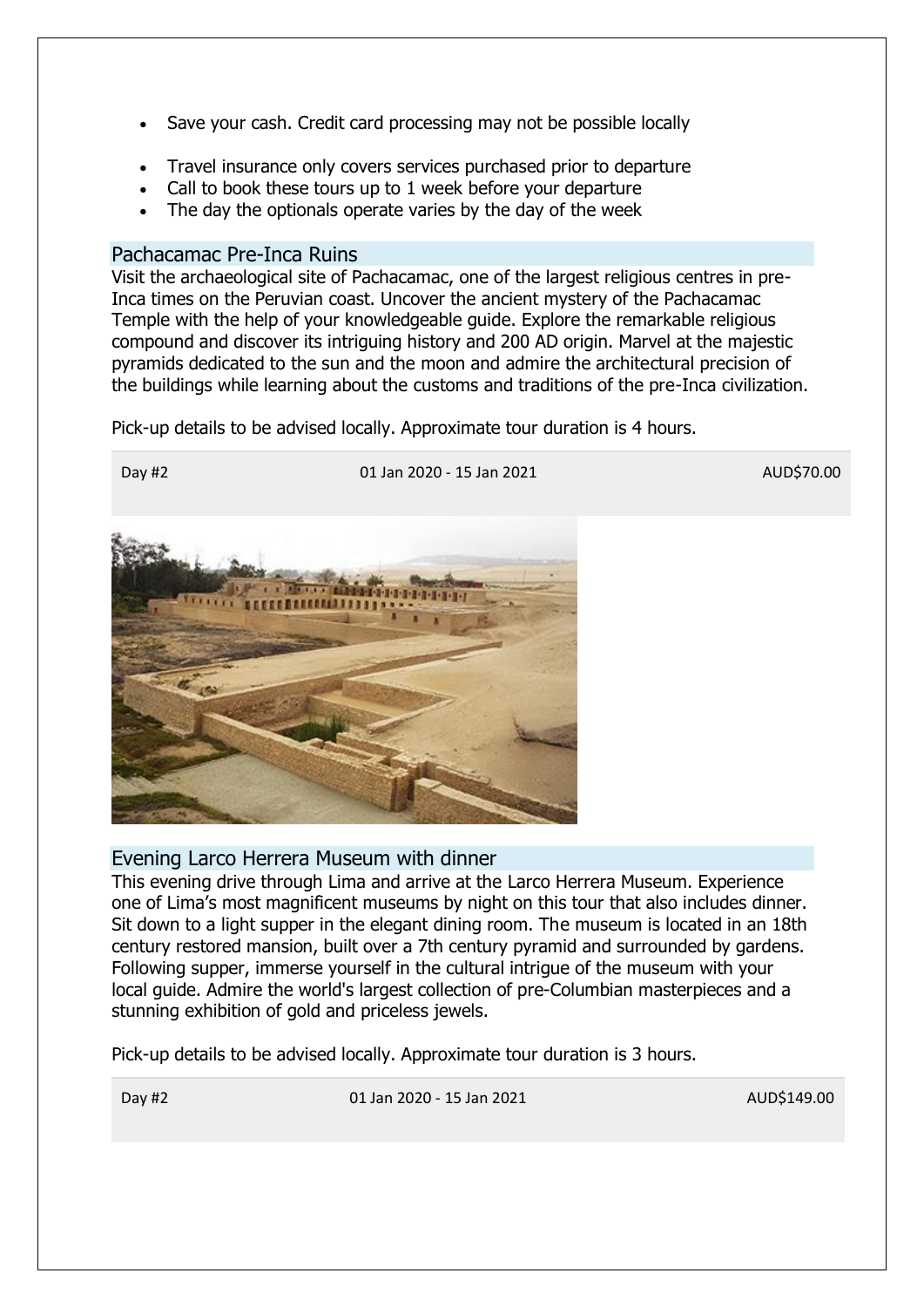- Save your cash. Credit card processing may not be possible locally
- Travel insurance only covers services purchased prior to departure
- Call to book these tours up to 1 week before your departure
- The day the optionals operate varies by the day of the week

## Pachacamac Pre-Inca Ruins

Visit the archaeological site of Pachacamac, one of the largest religious centres in pre-Inca times on the Peruvian coast. Uncover the ancient mystery of the Pachacamac Temple with the help of your knowledgeable guide. Explore the remarkable religious compound and discover its intriguing history and 200 AD origin. Marvel at the majestic pyramids dedicated to the sun and the moon and admire the architectural precision of the buildings while learning about the customs and traditions of the pre-Inca civilization.

Pick-up details to be advised locally. Approximate tour duration is 4 hours.

| Day #2 | 01 Jan 2020 - 15 Jan 2021 | AUD$70.00 |
|---|---|---|

## Evening Larco Herrera Museum with dinner

This evening drive through Lima and arrive at the Larco Herrera Museum. Experience one of Lima's most magnificent museums by night on this tour that also includes dinner. Sit down to a light supper in the elegant dining room. The museum is located in an 18th century restored mansion, built over a 7th century pyramid and surrounded by gardens. Following supper, immerse yourself in the cultural intrigue of the museum with your local guide. Admire the world's largest collection of pre-Columbian masterpieces and a stunning exhibition of gold and priceless jewels.

Pick-up details to be advised locally. Approximate tour duration is 3 hours.

| Day #2 | 01 Jan 2020 - 15 Jan 2021 | AUD$149.00 |
|---|---|---|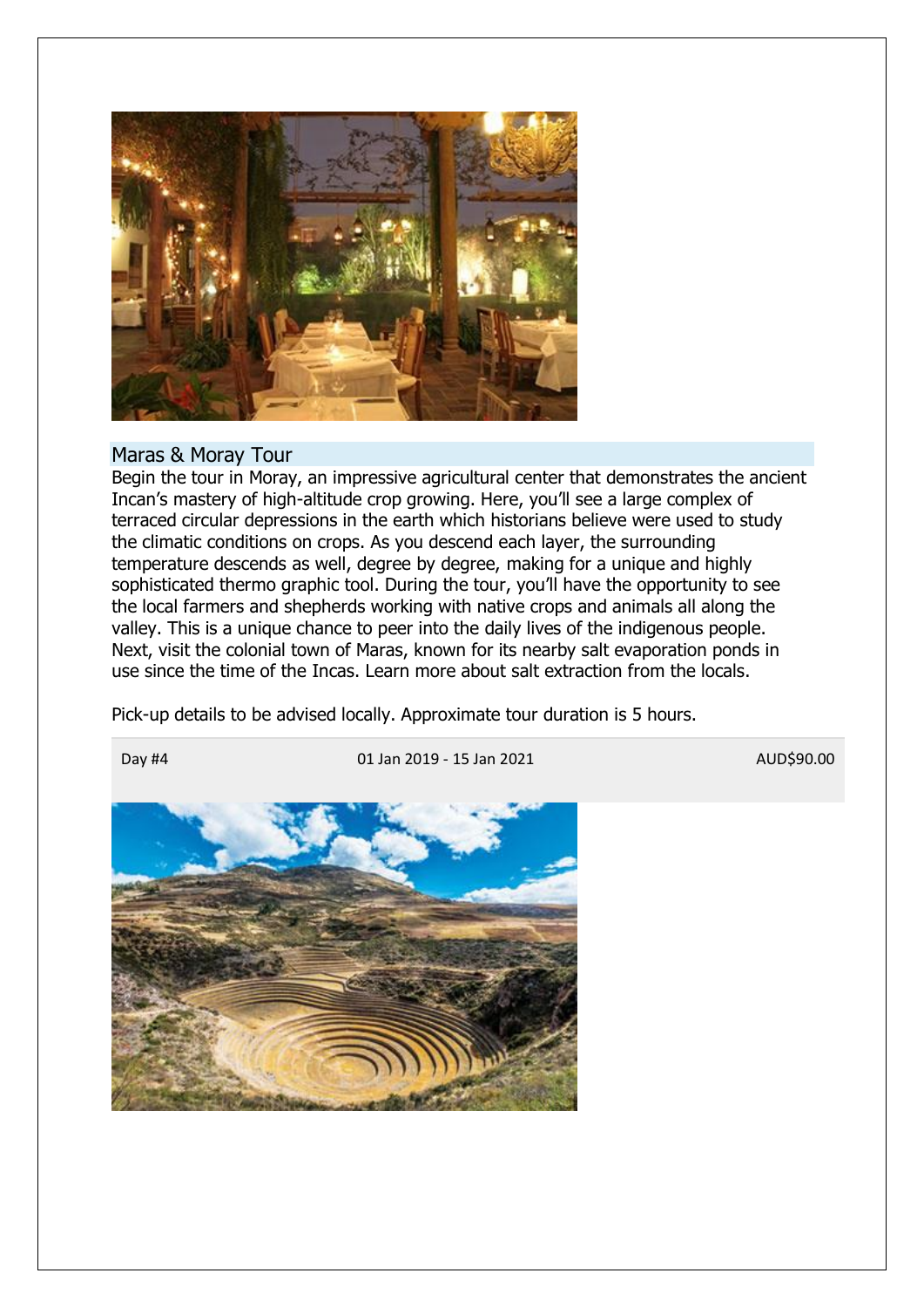## Maras & Moray Tour

Begin the tour in Moray, an impressive agricultural center that demonstrates the ancient Incan's mastery of high-altitude crop growing. Here, you'll see a large complex of terraced circular depressions in the earth which historians believe were used to study the climatic conditions on crops. As you descend each layer, the surrounding temperature descends as well, degree by degree, making for a unique and highly sophisticated thermo graphic tool. During the tour, you'll have the opportunity to see the local farmers and shepherds working with native crops and animals all along the valley. This is a unique chance to peer into the daily lives of the indigenous people. Next, visit the colonial town of Maras, known for its nearby salt evaporation ponds in use since the time of the Incas. Learn more about salt extraction from the locals.

Pick-up details to be advised locally. Approximate tour duration is 5 hours.

| Day #4 | 01 Jan 2019 - 15 Jan 2021 | AUD$90.00 |
|---|---|---|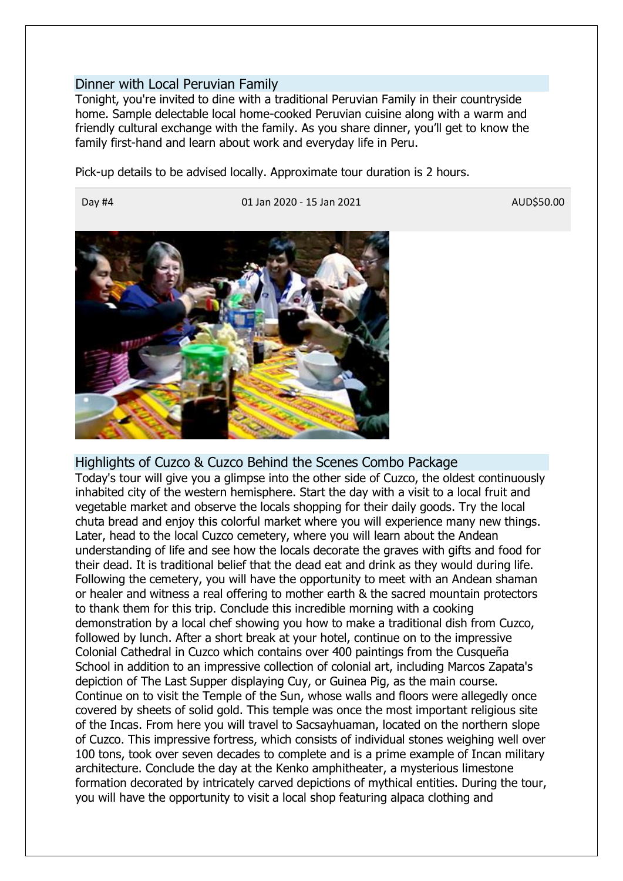## Dinner with Local Peruvian Family

Tonight, you're invited to dine with a traditional Peruvian Family in their countryside home. Sample delectable local home-cooked Peruvian cuisine along with a warm and friendly cultural exchange with the family. As you share dinner, you'll get to know the family first-hand and learn about work and everyday life in Peru.

Pick-up details to be advised locally. Approximate tour duration is 2 hours.

| Day #4 | 01 Jan 2020 - 15 Jan 2021 | AUD$50.00 |
| --- | --- | --- |

## Highlights of Cuzco & Cuzco Behind the Scenes Combo Package

Today's tour will give you a glimpse into the other side of Cuzco, the oldest continuously inhabited city of the western hemisphere. Start the day with a visit to a local fruit and vegetable market and observe the locals shopping for their daily goods. Try the local chuta bread and enjoy this colorful market where you will experience many new things. Later, head to the local Cuzco cemetery, where you will learn about the Andean understanding of life and see how the locals decorate the graves with gifts and food for their dead. It is traditional belief that the dead eat and drink as they would during life. Following the cemetery, you will have the opportunity to meet with an Andean shaman or healer and witness a real offering to mother earth & the sacred mountain protectors to thank them for this trip. Conclude this incredible morning with a cooking demonstration by a local chef showing you how to make a traditional dish from Cuzco, followed by lunch. After a short break at your hotel, continue on to the impressive Colonial Cathedral in Cuzco which contains over 400 paintings from the Cusqueña School in addition to an impressive collection of colonial art, including Marcos Zapata's depiction of The Last Supper displaying Cuy, or Guinea Pig, as the main course. Continue on to visit the Temple of the Sun, whose walls and floors were allegedly once covered by sheets of solid gold. This temple was once the most important religious site of the Incas. From here you will travel to Sacsayhuaman, located on the northern slope of Cuzco. This impressive fortress, which consists of individual stones weighing well over 100 tons, took over seven decades to complete and is a prime example of Incan military architecture. Conclude the day at the Kenko amphitheater, a mysterious limestone formation decorated by intricately carved depictions of mythical entities. During the tour, you will have the opportunity to visit a local shop featuring alpaca clothing and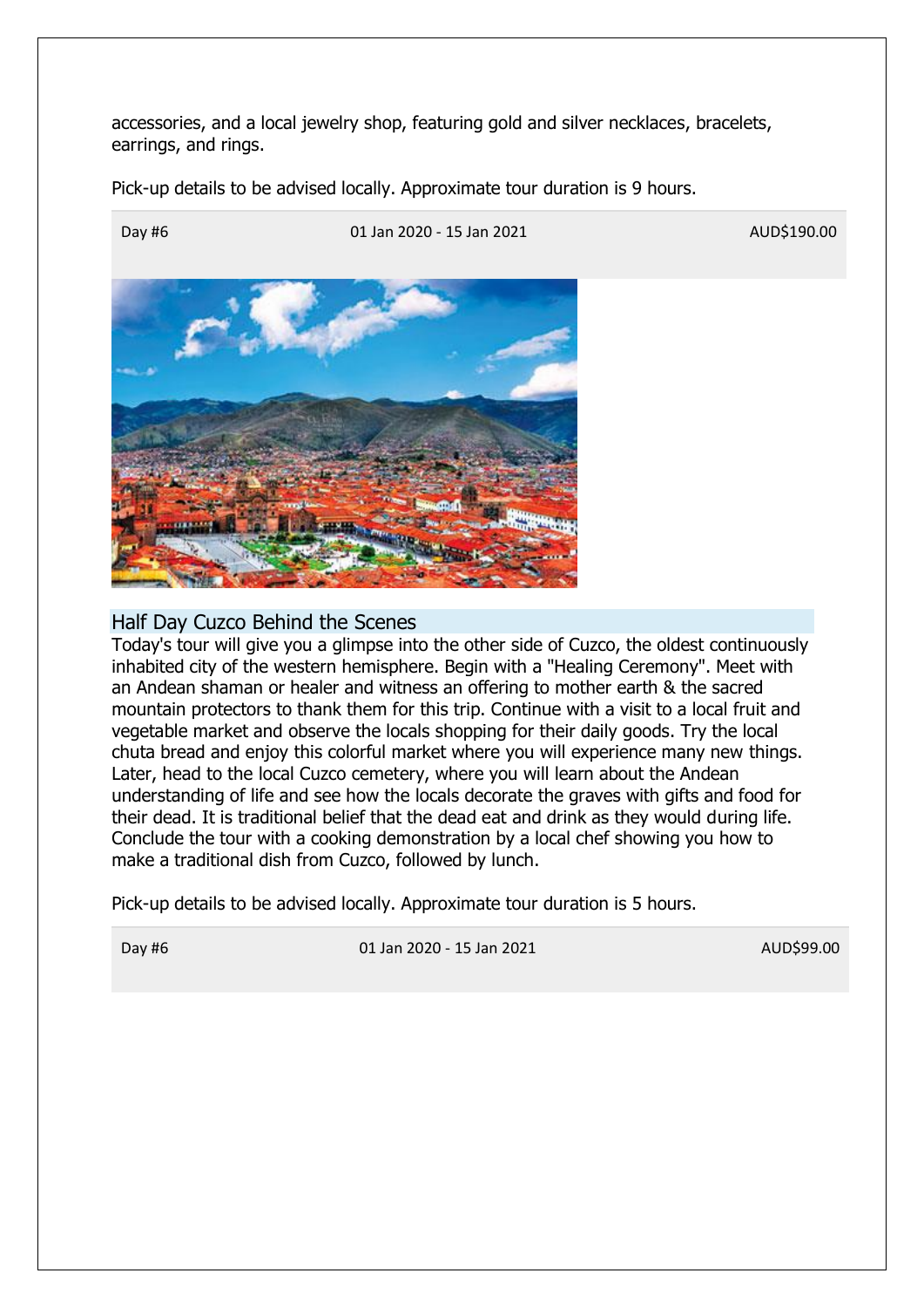accessories, and a local jewelry shop, featuring gold and silver necklaces, bracelets, earrings, and rings.

Pick-up details to be advised locally. Approximate tour duration is 9 hours.

| Day #6 | 01 Jan 2020 - 15 Jan 2021 | AUD$190.00 |
|---|---|---|

## Half Day Cuzco Behind the Scenes

Today's tour will give you a glimpse into the other side of Cuzco, the oldest continuously inhabited city of the western hemisphere. Begin with a "Healing Ceremony". Meet with an Andean shaman or healer and witness an offering to mother earth & the sacred mountain protectors to thank them for this trip. Continue with a visit to a local fruit and vegetable market and observe the locals shopping for their daily goods. Try the local chuta bread and enjoy this colorful market where you will experience many new things. Later, head to the local Cuzco cemetery, where you will learn about the Andean understanding of life and see how the locals decorate the graves with gifts and food for their dead. It is traditional belief that the dead eat and drink as they would during life. Conclude the tour with a cooking demonstration by a local chef showing you how to make a traditional dish from Cuzco, followed by lunch.

Pick-up details to be advised locally. Approximate tour duration is 5 hours.

| Day #6 | 01 Jan 2020 - 15 Jan 2021 | AUD$99.00 |
|---|---|---|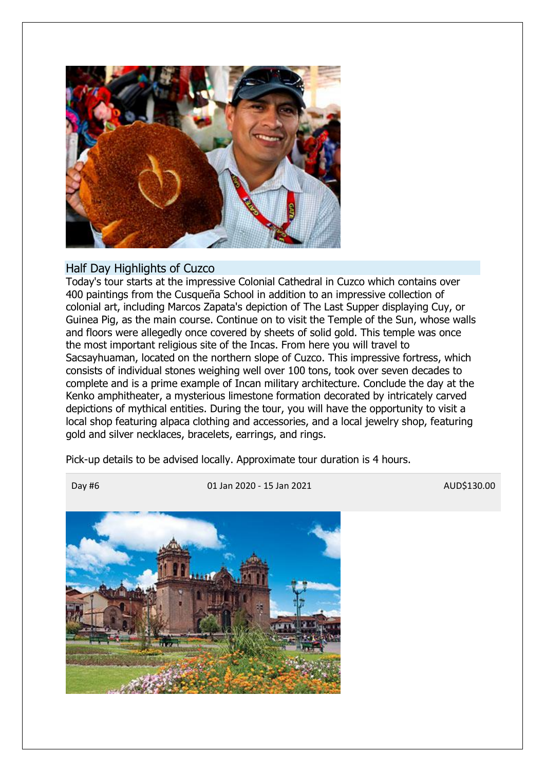## Half Day Highlights of Cuzco

Today's tour starts at the impressive Colonial Cathedral in Cuzco which contains over 400 paintings from the Cusqueña School in addition to an impressive collection of colonial art, including Marcos Zapata's depiction of The Last Supper displaying Cuy, or Guinea Pig, as the main course. Continue on to visit the Temple of the Sun, whose walls and floors were allegedly once covered by sheets of solid gold. This temple was once the most important religious site of the Incas. From here you will travel to Sacsayhuaman, located on the northern slope of Cuzco. This impressive fortress, which consists of individual stones weighing well over 100 tons, took over seven decades to complete and is a prime example of Incan military architecture. Conclude the day at the Kenko amphitheater, a mysterious limestone formation decorated by intricately carved depictions of mythical entities. During the tour, you will have the opportunity to visit a local shop featuring alpaca clothing and accessories, and a local jewelry shop, featuring gold and silver necklaces, bracelets, earrings, and rings.

Pick-up details to be advised locally. Approximate tour duration is 4 hours.

| Day #6 | 01 Jan 2020 - 15 Jan 2021 | AUD$130.00 |
|---|---|---|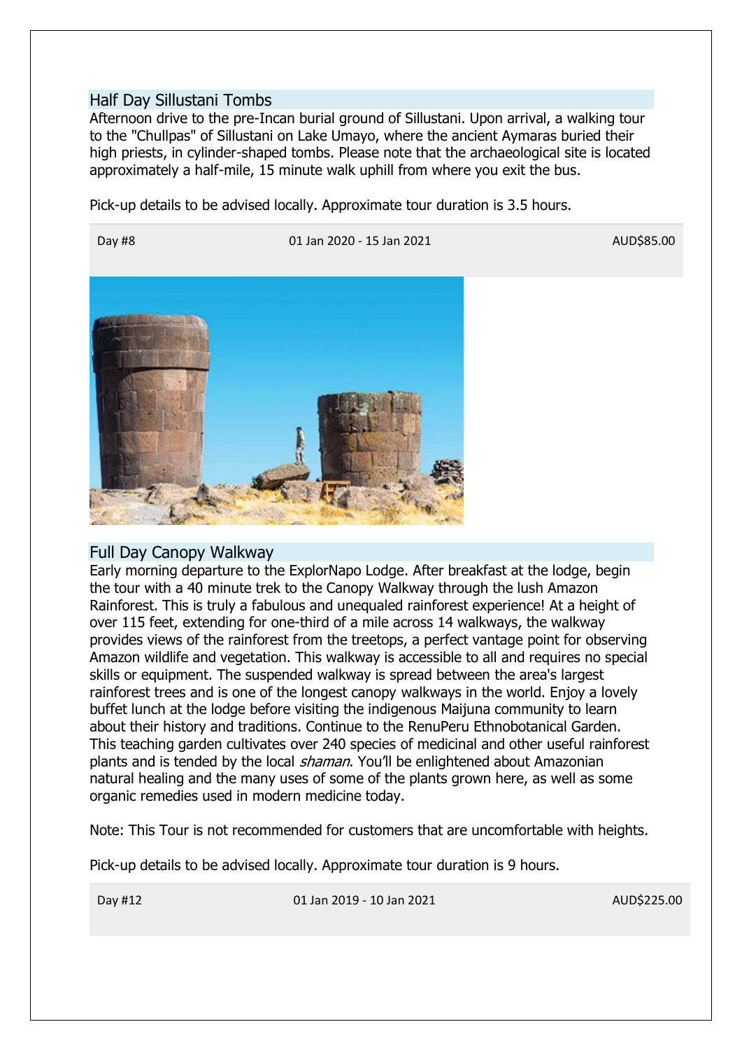## Half Day Sillustani Tombs

Afternoon drive to the pre-Incan burial ground of Sillustani. Upon arrival, a walking tour to the "Chullpas" of Sillustani on Lake Umayo, where the ancient Aymaras buried their high priests, in cylinder-shaped tombs. Please note that the archaeological site is located approximately a half-mile, 15 minute walk uphill from where you exit the bus.

Pick-up details to be advised locally. Approximate tour duration is 3.5 hours.

| Day #8 | 01 Jan 2020 - 15 Jan 2021 | AUD$85.00 |
|---|---|---|

## Full Day Canopy Walkway

Early morning departure to the ExplorNapo Lodge. After breakfast at the lodge, begin the tour with a 40 minute trek to the Canopy Walkway through the lush Amazon Rainforest. This is truly a fabulous and unequaled rainforest experience! At a height of over 115 feet, extending for one-third of a mile across 14 walkways, the walkway provides views of the rainforest from the treetops, a perfect vantage point for observing Amazon wildlife and vegetation. This walkway is accessible to all and requires no special skills or equipment. The suspended walkway is spread between the area's largest rainforest trees and is one of the longest canopy walkways in the world. Enjoy a lovely buffet lunch at the lodge before visiting the indigenous Maijuna community to learn about their history and traditions. Continue to the RenuPeru Ethnobotanical Garden. This teaching garden cultivates over 240 species of medicinal and other useful rainforest plants and is tended by the local *shaman*. You'll be enlightened about Amazonian natural healing and the many uses of some of the plants grown here, as well as some organic remedies used in modern medicine today.

Note: This Tour is not recommended for customers that are uncomfortable with heights.

Pick-up details to be advised locally. Approximate tour duration is 9 hours.

| Day #12 | 01 Jan 2019 - 10 Jan 2021 | AUD$225.00 |
|---|---|---|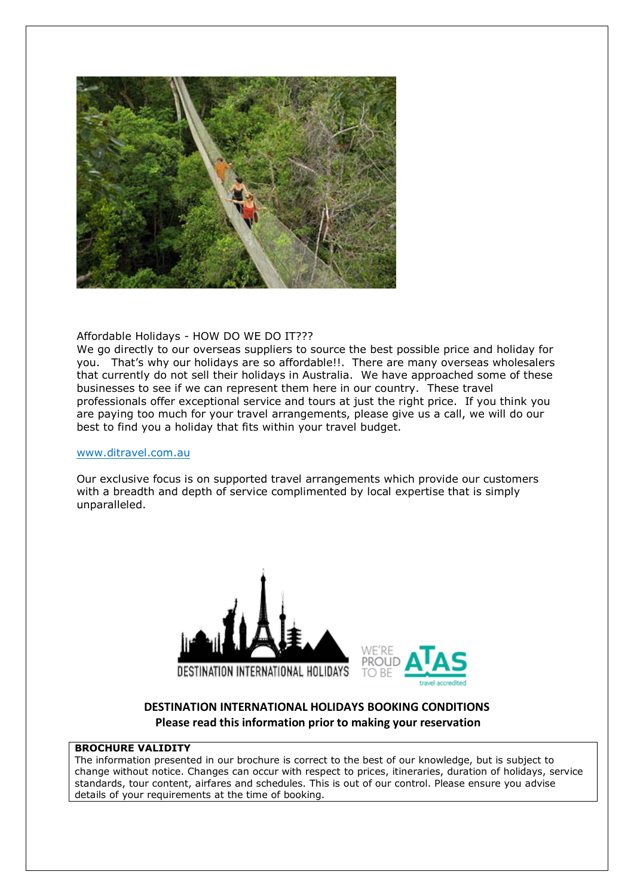Affordable Holidays - HOW DO WE DO IT???

We go directly to our overseas suppliers to source the best possible price and holiday for you. That's why our holidays are so affordable!!. There are many overseas wholesalers that currently do not sell their holidays in Australia. We have approached some of these businesses to see if we can represent them here in our country. These travel professionals offer exceptional service and tours at just the right price. If you think you are paying too much for your travel arrangements, please give us a call, we will do our best to find you a holiday that fits within your travel budget.

www.ditravel.com.au

Our exclusive focus is on supported travel arrangements which provide our customers with a breadth and depth of service complimented by local expertise that is simply unparalleled.

DESTINATION INTERNATIONAL HOLIDAYS

WE'RE PROUD TO BE ATAS travel accredited

**DESTINATION INTERNATIONAL HOLIDAYS BOOKING CONDITIONS**
**Please read this information prior to making your reservation**

**BROCHURE VALIDITY**

The information presented in our brochure is correct to the best of our knowledge, but is subject to change without notice. Changes can occur with respect to prices, itineraries, duration of holidays, service standards, tour content, airfares and schedules. This is out of our control. Please ensure you advise details of your requirements at the time of booking.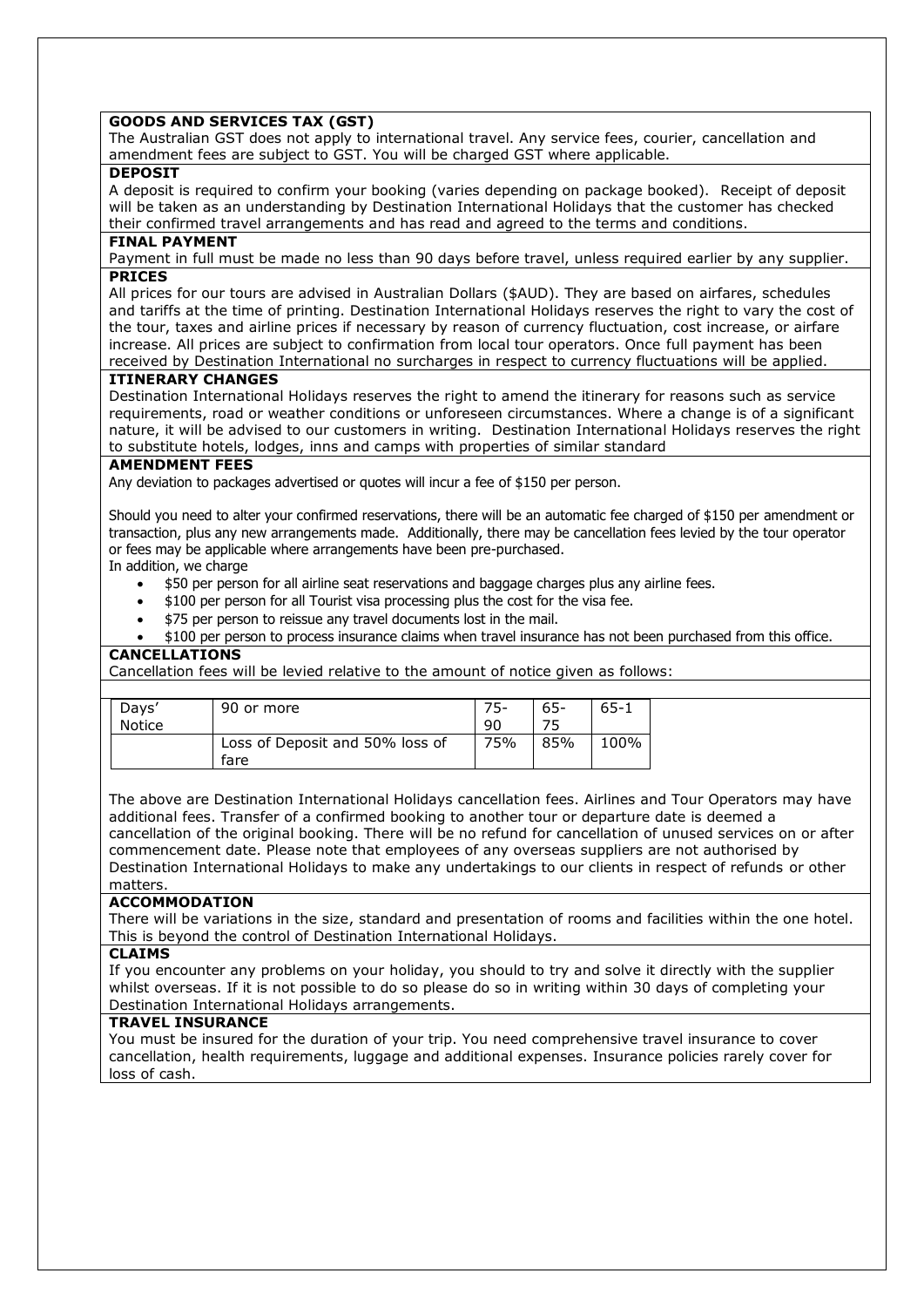**GOODS AND SERVICES TAX (GST)**

The Australian GST does not apply to international travel. Any service fees, courier, cancellation and amendment fees are subject to GST. You will be charged GST where applicable.

**DEPOSIT**

A deposit is required to confirm your booking (varies depending on package booked). Receipt of deposit will be taken as an understanding by Destination International Holidays that the customer has checked their confirmed travel arrangements and has read and agreed to the terms and conditions.

**FINAL PAYMENT**

Payment in full must be made no less than 90 days before travel, unless required earlier by any supplier.

**PRICES**

All prices for our tours are advised in Australian Dollars ($AUD). They are based on airfares, schedules and tariffs at the time of printing. Destination International Holidays reserves the right to vary the cost of the tour, taxes and airline prices if necessary by reason of currency fluctuation, cost increase, or airfare increase. All prices are subject to confirmation from local tour operators. Once full payment has been received by Destination International no surcharges in respect to currency fluctuations will be applied.

**ITINERARY CHANGES**

Destination International Holidays reserves the right to amend the itinerary for reasons such as service requirements, road or weather conditions or unforeseen circumstances. Where a change is of a significant nature, it will be advised to our customers in writing. Destination International Holidays reserves the right to substitute hotels, lodges, inns and camps with properties of similar standard

**AMENDMENT FEES**

Any deviation to packages advertised or quotes will incur a fee of $150 per person.

Should you need to alter your confirmed reservations, there will be an automatic fee charged of $150 per amendment or transaction, plus any new arrangements made. Additionally, there may be cancellation fees levied by the tour operator or fees may be applicable where arrangements have been pre-purchased.

In addition, we charge

- $50 per person for all airline seat reservations and baggage charges plus any airline fees.
- $100 per person for all Tourist visa processing plus the cost for the visa fee.
- $75 per person to reissue any travel documents lost in the mail.
- $100 per person to process insurance claims when travel insurance has not been purchased from this office.

**CANCELLATIONS**

Cancellation fees will be levied relative to the amount of notice given as follows:

| Days' Notice | 90 or more | 75-90 | 65-75 | 65-1 |
|---|---|---|---|---|
| | Loss of Deposit and 50% loss of fare | 75% | 85% | 100% |

The above are Destination International Holidays cancellation fees. Airlines and Tour Operators may have additional fees. Transfer of a confirmed booking to another tour or departure date is deemed a cancellation of the original booking. There will be no refund for cancellation of unused services on or after commencement date. Please note that employees of any overseas suppliers are not authorised by Destination International Holidays to make any undertakings to our clients in respect of refunds or other matters.

**ACCOMMODATION**

There will be variations in the size, standard and presentation of rooms and facilities within the one hotel. This is beyond the control of Destination International Holidays.

**CLAIMS**

If you encounter any problems on your holiday, you should to try and solve it directly with the supplier whilst overseas. If it is not possible to do so please do so in writing within 30 days of completing your Destination International Holidays arrangements.

**TRAVEL INSURANCE**

You must be insured for the duration of your trip. You need comprehensive travel insurance to cover cancellation, health requirements, luggage and additional expenses. Insurance policies rarely cover for loss of cash.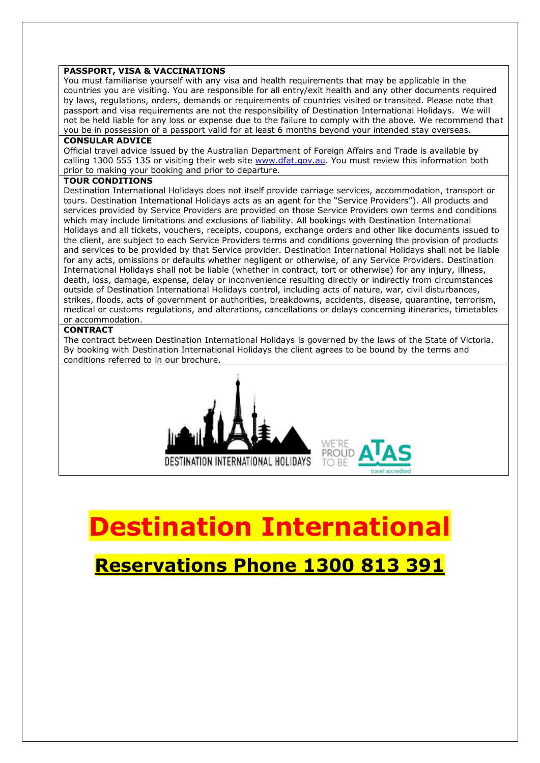**PASSPORT, VISA & VACCINATIONS**

You must familiarise yourself with any visa and health requirements that may be applicable in the countries you are visiting. You are responsible for all entry/exit health and any other documents required by laws, regulations, orders, demands or requirements of countries visited or transited. Please note that passport and visa requirements are not the responsibility of Destination International Holidays. We will not be held liable for any loss or expense due to the failure to comply with the above. We recommend that you be in possession of a passport valid for at least 6 months beyond your intended stay overseas.

**CONSULAR ADVICE**

Official travel advice issued by the Australian Department of Foreign Affairs and Trade is available by calling 1300 555 135 or visiting their web site www.dfat.gov.au. You must review this information both prior to making your booking and prior to departure.

**TOUR CONDITIONS**

Destination International Holidays does not itself provide carriage services, accommodation, transport or tours. Destination International Holidays acts as an agent for the "Service Providers"). All products and services provided by Service Providers are provided on those Service Providers own terms and conditions which may include limitations and exclusions of liability. All bookings with Destination International Holidays and all tickets, vouchers, receipts, coupons, exchange orders and other like documents issued to the client, are subject to each Service Providers terms and conditions governing the provision of products and services to be provided by that Service provider. Destination International Holidays shall not be liable for any acts, omissions or defaults whether negligent or otherwise, of any Service Providers. Destination International Holidays shall not be liable (whether in contract, tort or otherwise) for any injury, illness, death, loss, damage, expense, delay or inconvenience resulting directly or indirectly from circumstances outside of Destination International Holidays control, including acts of nature, war, civil disturbances, strikes, floods, acts of government or authorities, breakdowns, accidents, disease, quarantine, terrorism, medical or customs regulations, and alterations, cancellations or delays concerning itineraries, timetables or accommodation.

**CONTRACT**

The contract between Destination International Holidays is governed by the laws of the State of Victoria. By booking with Destination International Holidays the client agrees to be bound by the terms and conditions referred to in our brochure.

DESTINATION INTERNATIONAL HOLIDAYS

WE'RE PROUD TO BE ATAS travel accredited

# Destination International

## Reservations Phone 1300 813 391